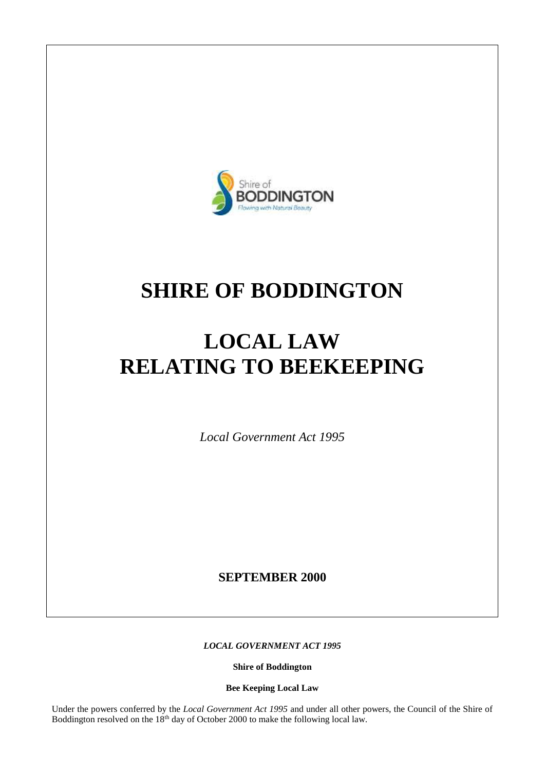# SHIRE OF BODDINGTON

# LOCAL LAW RELATING TO BEEKEEPING

*Local Government Act 1995*

**SEPTEMBER 2000**

***LOCAL GOVERNMENT ACT 1995***

**Shire of Boddington**

**Bee Keeping Local Law**

Under the powers conferred by the *Local Government Act 1995* and under all other powers, the Council of the Shire of Boddington resolved on the 18th day of October 2000 to make the following local law.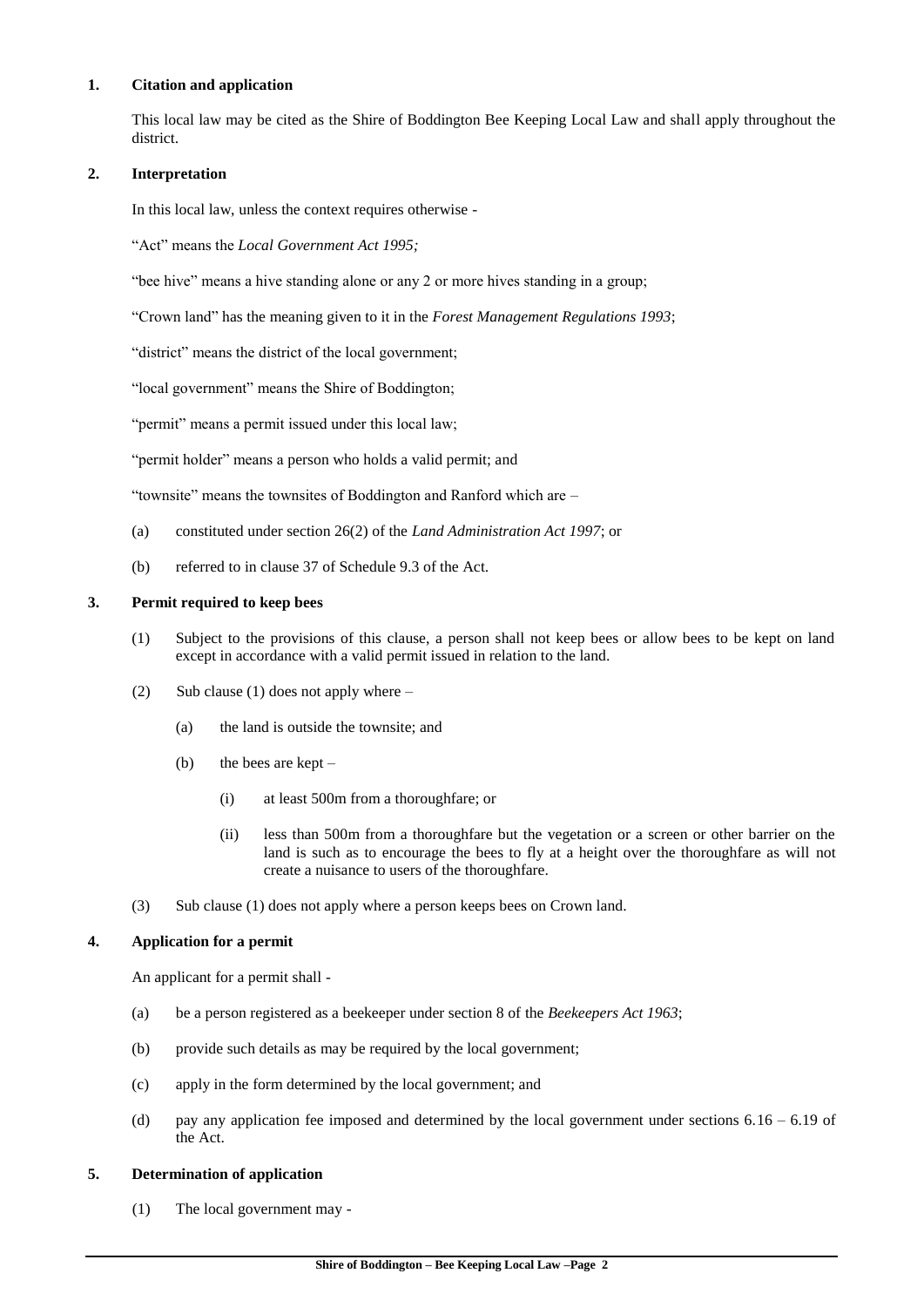**1. Citation and application**

This local law may be cited as the Shire of Boddington Bee Keeping Local Law and shall apply throughout the district.

**2. Interpretation**

In this local law, unless the context requires otherwise -

"Act" means the *Local Government Act 1995;*

"bee hive" means a hive standing alone or any 2 or more hives standing in a group;

"Crown land" has the meaning given to it in the *Forest Management Regulations 1993*;

"district" means the district of the local government;

"local government" means the Shire of Boddington;

"permit" means a permit issued under this local law;

"permit holder" means a person who holds a valid permit; and

"townsite" means the townsites of Boddington and Ranford which are –

(a) constituted under section 26(2) of the *Land Administration Act 1997*; or

(b) referred to in clause 37 of Schedule 9.3 of the Act.

**3. Permit required to keep bees**

(1) Subject to the provisions of this clause, a person shall not keep bees or allow bees to be kept on land except in accordance with a valid permit issued in relation to the land.

(2) Sub clause (1) does not apply where –

(a) the land is outside the townsite; and

(b) the bees are kept –

(i) at least 500m from a thoroughfare; or

(ii) less than 500m from a thoroughfare but the vegetation or a screen or other barrier on the land is such as to encourage the bees to fly at a height over the thoroughfare as will not create a nuisance to users of the thoroughfare.

(3) Sub clause (1) does not apply where a person keeps bees on Crown land.

**4. Application for a permit**

An applicant for a permit shall -

(a) be a person registered as a beekeeper under section 8 of the *Beekeepers Act 1963*;

(b) provide such details as may be required by the local government;

(c) apply in the form determined by the local government; and

(d) pay any application fee imposed and determined by the local government under sections 6.16 – 6.19 of the Act.

**5. Determination of application**

(1) The local government may -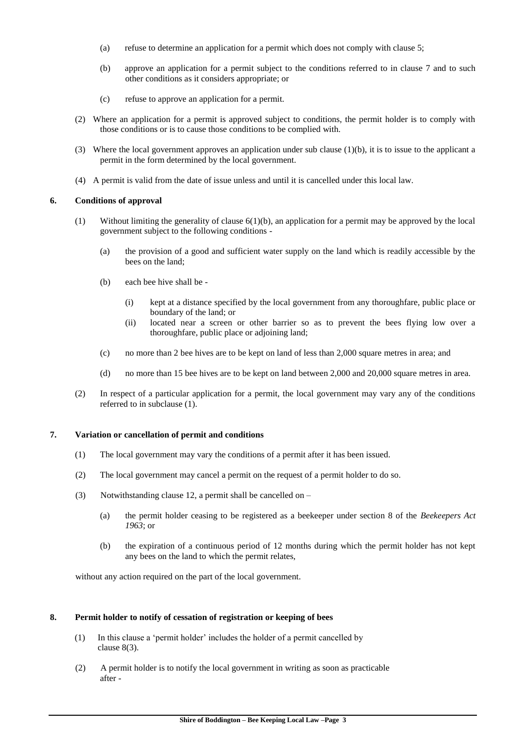(a) refuse to determine an application for a permit which does not comply with clause 5;

(b) approve an application for a permit subject to the conditions referred to in clause 7 and to such other conditions as it considers appropriate; or

(c) refuse to approve an application for a permit.

(2) Where an application for a permit is approved subject to conditions, the permit holder is to comply with those conditions or is to cause those conditions to be complied with.

(3) Where the local government approves an application under sub clause (1)(b), it is to issue to the applicant a permit in the form determined by the local government.

(4) A permit is valid from the date of issue unless and until it is cancelled under this local law.

## 6. Conditions of approval

(1) Without limiting the generality of clause 6(1)(b), an application for a permit may be approved by the local government subject to the following conditions -

(a) the provision of a good and sufficient water supply on the land which is readily accessible by the bees on the land;

(b) each bee hive shall be -

(i) kept at a distance specified by the local government from any thoroughfare, public place or boundary of the land; or

(ii) located near a screen or other barrier so as to prevent the bees flying low over a thoroughfare, public place or adjoining land;

(c) no more than 2 bee hives are to be kept on land of less than 2,000 square metres in area; and

(d) no more than 15 bee hives are to be kept on land between 2,000 and 20,000 square metres in area.

(2) In respect of a particular application for a permit, the local government may vary any of the conditions referred to in subclause (1).

## 7. Variation or cancellation of permit and conditions

(1) The local government may vary the conditions of a permit after it has been issued.

(2) The local government may cancel a permit on the request of a permit holder to do so.

(3) Notwithstanding clause 12, a permit shall be cancelled on –

(a) the permit holder ceasing to be registered as a beekeeper under section 8 of the *Beekeepers Act 1963*; or

(b) the expiration of a continuous period of 12 months during which the permit holder has not kept any bees on the land to which the permit relates,

without any action required on the part of the local government.

## 8. Permit holder to notify of cessation of registration or keeping of bees

(1) In this clause a 'permit holder' includes the holder of a permit cancelled by clause 8(3).

(2) A permit holder is to notify the local government in writing as soon as practicable after -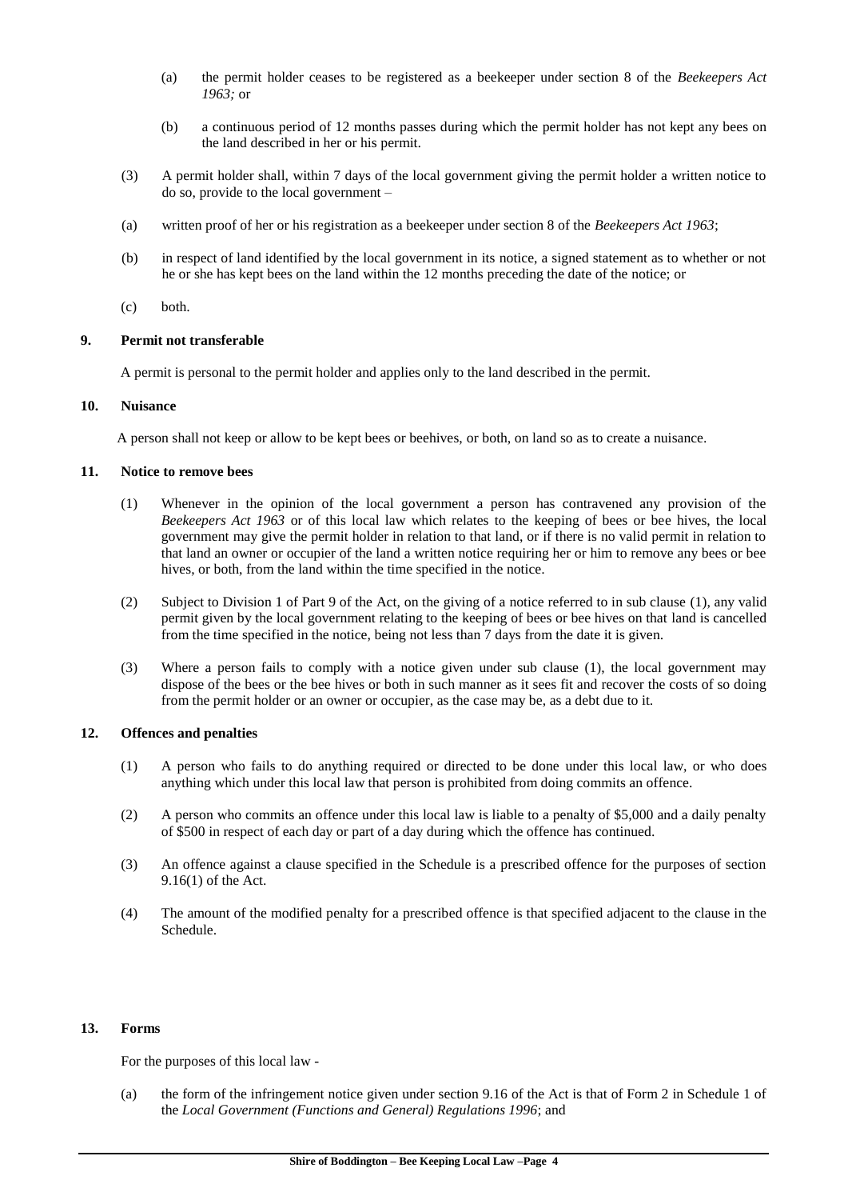(a) the permit holder ceases to be registered as a beekeeper under section 8 of the *Beekeepers Act 1963;* or

(b) a continuous period of 12 months passes during which the permit holder has not kept any bees on the land described in her or his permit.

(3) A permit holder shall, within 7 days of the local government giving the permit holder a written notice to do so, provide to the local government –

(a) written proof of her or his registration as a beekeeper under section 8 of the *Beekeepers Act 1963*;

(b) in respect of land identified by the local government in its notice, a signed statement as to whether or not he or she has kept bees on the land within the 12 months preceding the date of the notice; or

(c) both.

**9. Permit not transferable**

A permit is personal to the permit holder and applies only to the land described in the permit.

**10. Nuisance**

A person shall not keep or allow to be kept bees or beehives, or both, on land so as to create a nuisance.

**11. Notice to remove bees**

(1) Whenever in the opinion of the local government a person has contravened any provision of the *Beekeepers Act 1963* or of this local law which relates to the keeping of bees or bee hives, the local government may give the permit holder in relation to that land, or if there is no valid permit in relation to that land an owner or occupier of the land a written notice requiring her or him to remove any bees or bee hives, or both, from the land within the time specified in the notice.

(2) Subject to Division 1 of Part 9 of the Act, on the giving of a notice referred to in sub clause (1), any valid permit given by the local government relating to the keeping of bees or bee hives on that land is cancelled from the time specified in the notice, being not less than 7 days from the date it is given.

(3) Where a person fails to comply with a notice given under sub clause (1), the local government may dispose of the bees or the bee hives or both in such manner as it sees fit and recover the costs of so doing from the permit holder or an owner or occupier, as the case may be, as a debt due to it.

**12. Offences and penalties**

(1) A person who fails to do anything required or directed to be done under this local law, or who does anything which under this local law that person is prohibited from doing commits an offence.

(2) A person who commits an offence under this local law is liable to a penalty of $5,000 and a daily penalty of $500 in respect of each day or part of a day during which the offence has continued.

(3) An offence against a clause specified in the Schedule is a prescribed offence for the purposes of section 9.16(1) of the Act.

(4) The amount of the modified penalty for a prescribed offence is that specified adjacent to the clause in the Schedule.

**13. Forms**

For the purposes of this local law -

(a) the form of the infringement notice given under section 9.16 of the Act is that of Form 2 in Schedule 1 of the *Local Government (Functions and General) Regulations 1996*; and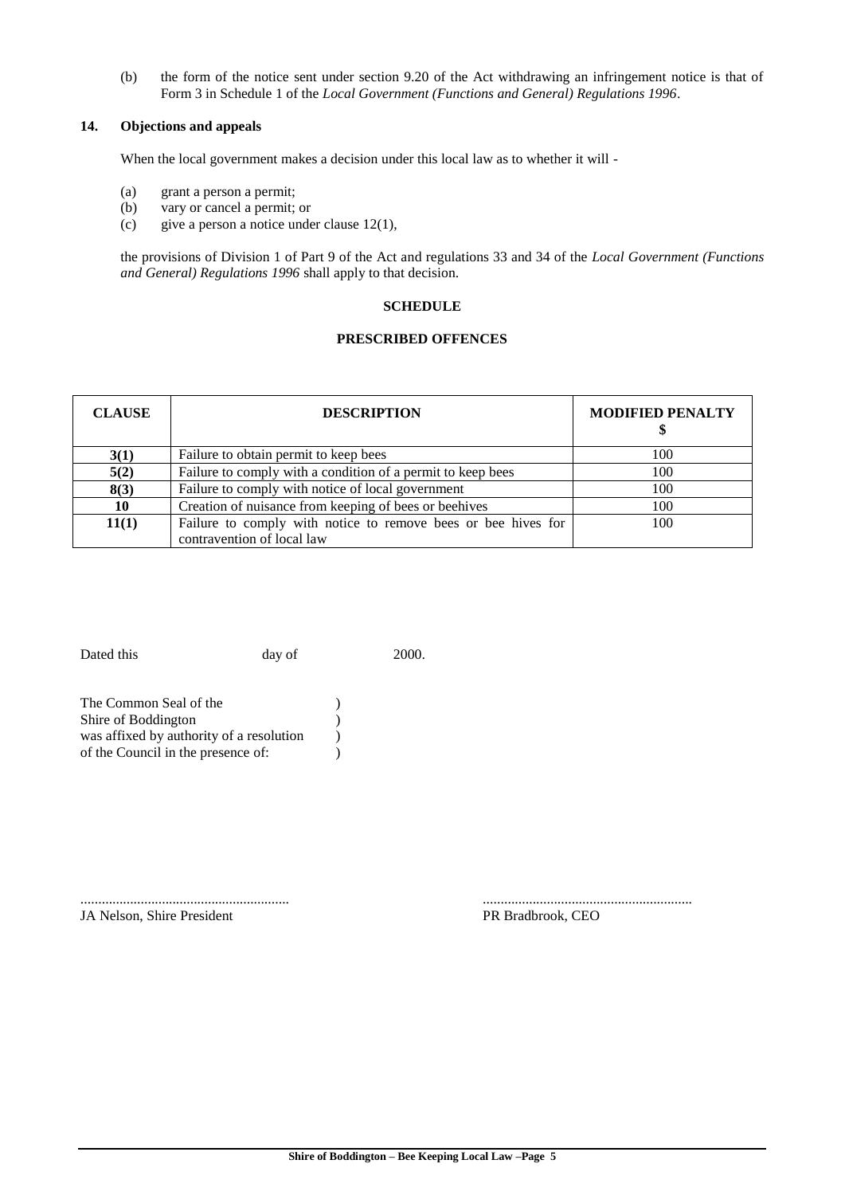(b) the form of the notice sent under section 9.20 of the Act withdrawing an infringement notice is that of Form 3 in Schedule 1 of the *Local Government (Functions and General) Regulations 1996*.

## 14. Objections and appeals

When the local government makes a decision under this local law as to whether it will -

(a) grant a person a permit;
(b) vary or cancel a permit; or
(c) give a person a notice under clause 12(1),

the provisions of Division 1 of Part 9 of the Act and regulations 33 and 34 of the *Local Government (Functions and General) Regulations 1996* shall apply to that decision.

## SCHEDULE

## PRESCRIBED OFFENCES

| CLAUSE | DESCRIPTION | MODIFIED PENALTY $ |
|---|---|---|
| **3(1)** | Failure to obtain permit to keep bees | 100 |
| **5(2)** | Failure to comply with a condition of a permit to keep bees | 100 |
| **8(3)** | Failure to comply with notice of local government | 100 |
| **10** | Creation of nuisance from keeping of bees or beehives | 100 |
| **11(1)** | Failure to comply with notice to remove bees or bee hives for contravention of local law | 100 |

Dated this day of 2000.

The Common Seal of the )
Shire of Boddington )
was affixed by authority of a resolution )
of the Council in the presence of: )

..........................................................
JA Nelson, Shire President

..........................................................
PR Bradbrook, CEO